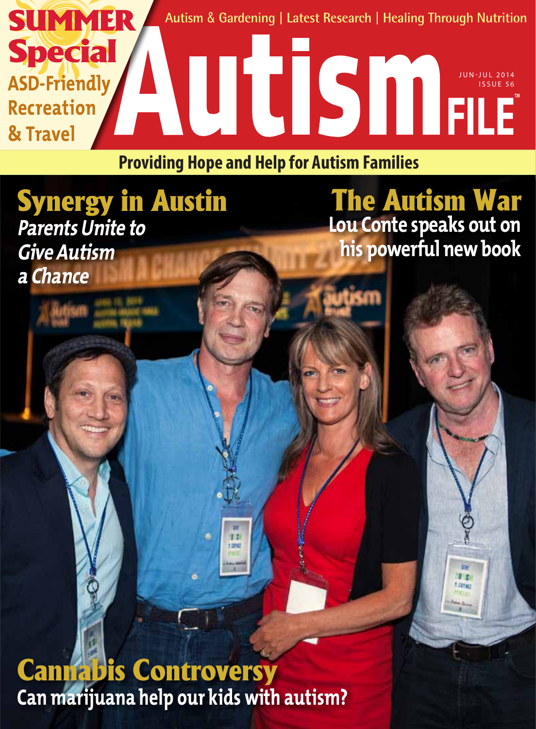**SUMMER Special**

**ASD-Friendly Recreation & Travel**

Autism & Gardening | Latest Research | Healing Through Nutrition

# Autism FILE

JUN-JUL 2014
ISSUE 56

**Providing Hope and Help for Autism Families**

## Synergy in Austin

*Parents Unite to Give Autism a Chance*

## The Autism War

**Lou Conte speaks out on his powerful new book**

## Cannabis Controversy

**Can marijuana help our kids with autism?**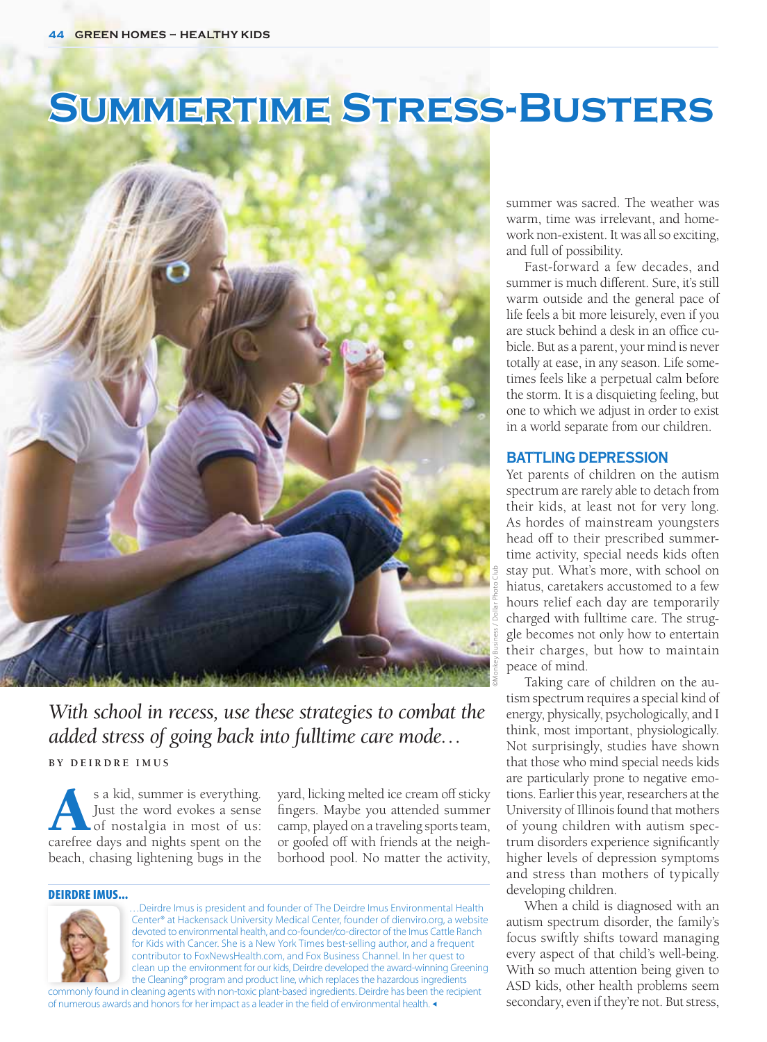# Summertime Stress-Busters

*With school in recess, use these strategies to combat the added stress of going back into fulltime care mode…*

BY DEIRDRE IMUS

As a kid, summer is everything. Just the word evokes a sense of nostalgia in most of us: carefree days and nights spent on the beach, chasing lightening bugs in the yard, licking melted ice cream off sticky fingers. Maybe you attended summer camp, played on a traveling sports team, or goofed off with friends at the neighborhood pool. No matter the activity, summer was sacred. The weather was warm, time was irrelevant, and homework non-existent. It was all so exciting, and full of possibility.

Fast-forward a few decades, and summer is much different. Sure, it's still warm outside and the general pace of life feels a bit more leisurely, even if you are stuck behind a desk in an office cubicle. But as a parent, your mind is never totally at ease, in any season. Life sometimes feels like a perpetual calm before the storm. It is a disquieting feeling, but one to which we adjust in order to exist in a world separate from our children.

## BATTLING DEPRESSION

Yet parents of children on the autism spectrum are rarely able to detach from their kids, at least not for very long. As hordes of mainstream youngsters head off to their prescribed summertime activity, special needs kids often stay put. What's more, with school on hiatus, caretakers accustomed to a few hours relief each day are temporarily charged with fulltime care. The struggle becomes not only how to entertain their charges, but how to maintain peace of mind.

Taking care of children on the autism spectrum requires a special kind of energy, physically, psychologically, and I think, most important, physiologically. Not surprisingly, studies have shown that those who mind special needs kids are particularly prone to negative emotions. Earlier this year, researchers at the University of Illinois found that mothers of young children with autism spectrum disorders experience significantly higher levels of depression symptoms and stress than mothers of typically developing children.

When a child is diagnosed with an autism spectrum disorder, the family's focus swiftly shifts toward managing every aspect of that child's well-being. With so much attention being given to ASD kids, other health problems seem secondary, even if they're not. But stress,

©Monkey Business / Dollar Photo Club

**DEIRDRE IMUS…**

…Deirdre Imus is president and founder of The Deirdre Imus Environmental Health Center® at Hackensack University Medical Center, founder of dienviro.org, a website devoted to environmental health, and co-founder/co-director of the Imus Cattle Ranch for Kids with Cancer. She is a New York Times best-selling author, and a frequent contributor to FoxNewsHealth.com, and Fox Business Channel. In her quest to clean up the environment for our kids, Deirdre developed the award-winning Greening the Cleaning® program and product line, which replaces the hazardous ingredients commonly found in cleaning agents with non-toxic plant-based ingredients. Deirdre has been the recipient of numerous awards and honors for her impact as a leader in the field of environmental health.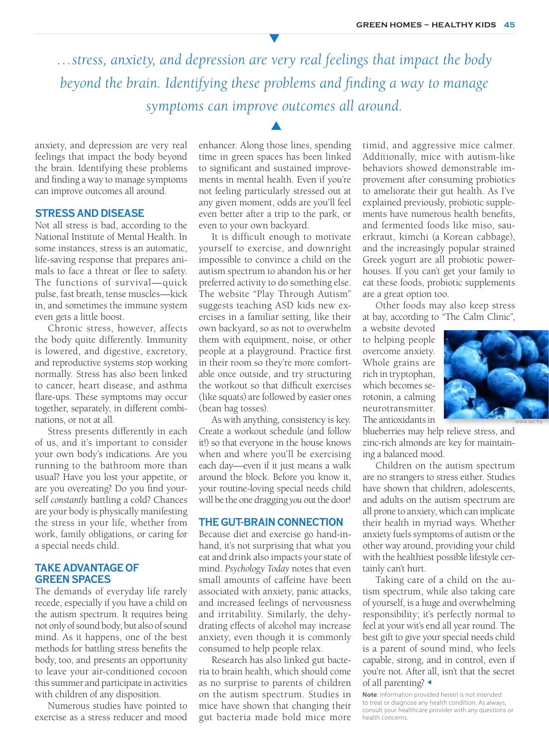*...stress, anxiety, and depression are very real feelings that impact the body beyond the brain. Identifying these problems and finding a way to manage symptoms can improve outcomes all around.*

anxiety, and depression are very real feelings that impact the body beyond the brain. Identifying these problems and finding a way to manage symptoms can improve outcomes all around.

## STRESS AND DISEASE

Not all stress is bad, according to the National Institute of Mental Health. In some instances, stress is an automatic, life-saving response that prepares animals to face a threat or flee to safety. The functions of survival—quick pulse, fast breath, tense muscles—kick in, and sometimes the immune system even gets a little boost.

Chronic stress, however, affects the body quite differently. Immunity is lowered, and digestive, excretory, and reproductive systems stop working normally. Stress has also been linked to cancer, heart disease, and asthma flare-ups. These symptoms may occur together, separately, in different combinations, or not at all.

Stress presents differently in each of us, and it's important to consider your own body's indications. Are you running to the bathroom more than usual? Have you lost your appetite, or are you overeating? Do you find yourself *constantly* battling a cold? Chances are your body is physically manifesting the stress in your life, whether from work, family obligations, or caring for a special needs child.

## TAKE ADVANTAGE OF GREEN SPACES

The demands of everyday life rarely recede, especially if you have a child on the autism spectrum. It requires being not only of sound body, but also of sound mind. As it happens, one of the best methods for battling stress benefits the body, too, and presents an opportunity to leave your air-conditioned cocoon this summer and participate in activities with children of any disposition.

Numerous studies have pointed to exercise as a stress reducer and mood enhancer. Along those lines, spending time in green spaces has been linked to significant and sustained improvements in mental health. Even if you're not feeling particularly stressed out at any given moment, odds are you'll feel even better after a trip to the park, or even to your own backyard.

It is difficult enough to motivate yourself to exercise, and downright impossible to convince a child on the autism spectrum to abandon his or her preferred activity to do something else. The website "Play Through Autism" suggests teaching ASD kids new exercises in a familiar setting, like their own backyard, so as not to overwhelm them with equipment, noise, or other people at a playground. Practice first in their room so they're more comfortable once outside, and try structuring the workout so that difficult exercises (like squats) are followed by easier ones (bean bag tosses).

As with anything, consistency is key. Create a workout schedule (and follow it!) so that everyone in the house knows when and where you'll be exercising each day—even if it just means a walk around the block. Before you know it, your routine-loving special needs child will be the one dragging *you* out the door!

## THE GUT-BRAIN CONNECTION

Because diet and exercise go hand-in-hand, it's not surprising that what you eat and drink also impacts your state of mind. *Psychology Today* notes that even small amounts of caffeine have been associated with anxiety, panic attacks, and increased feelings of nervousness and irritability. Similarly, the dehydrating effects of alcohol may increase anxiety, even though it is commonly consumed to help people relax.

Research has also linked gut bacteria to brain health, which should come as no surprise to parents of children on the autism spectrum. Studies in mice have shown that changing their gut bacteria made bold mice more timid, and aggressive mice calmer. Additionally, mice with autism-like behaviors showed demonstrable improvement after consuming probiotics to ameliorate their gut health. As I've explained previously, probiotic supplements have numerous health benefits, and fermented foods like miso, sauerkraut, kimchi (a Korean cabbage), and the increasingly popular strained Greek yogurt are all probiotic powerhouses. If you can't get your family to eat these foods, probiotic supplements are a great option too.

Other foods may also keep stress at bay, according to "The Calm Clinic", a website devoted to helping people overcome anxiety. Whole grains are rich in tryptophan, which becomes serotonin, a calming neurotransmitter. The antioxidants in blueberries may help relieve stress, and zinc-rich almonds are key for maintaining a balanced mood.

www.sxc.hu

Children on the autism spectrum are no strangers to stress either. Studies have shown that children, adolescents, and adults on the autism spectrum are all prone to anxiety, which can implicate their health in myriad ways. Whether anxiety fuels symptoms of autism or the other way around, providing your child with the healthiest possible lifestyle certainly can't hurt.

Taking care of a child on the autism spectrum, while also taking care of yourself, is a huge and overwhelming responsibility; it's perfectly normal to feel at your wit's end all year round. The best gift to give your special needs child is a parent of sound mind, who feels capable, strong, and in control, even if you're not. After all, isn't that the secret of all parenting? ◂

**Note**: Information provided herein is not intended to treat or diagnose any health condition. As always, consult your healthcare provider with any questions or health concerns.